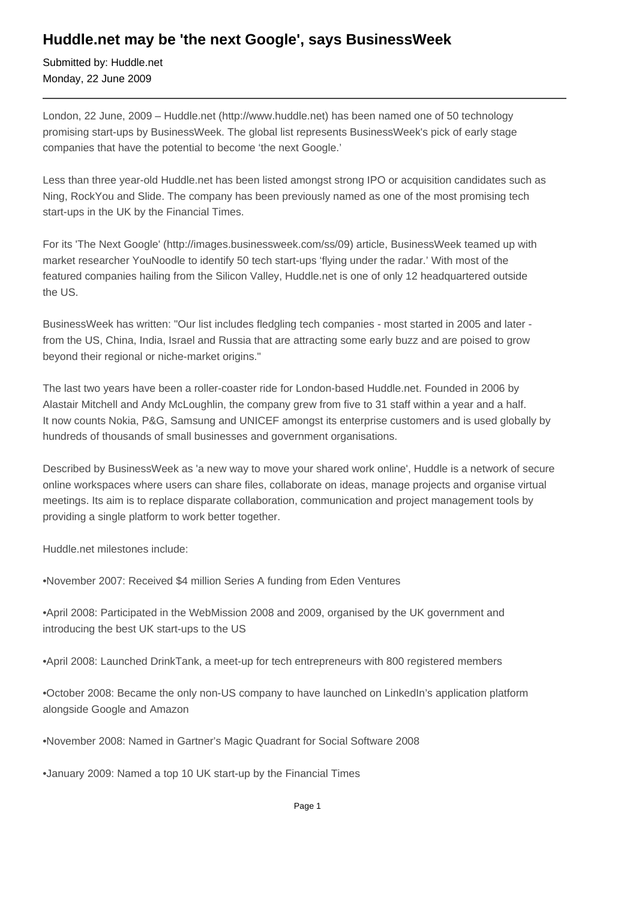# Huddle.net may be 'the next Google', says BusinessWeek

Submitted by: Huddle.net
Monday, 22 June 2009

---

London, 22 June, 2009 – Huddle.net (http://www.huddle.net) has been named one of 50 technology promising start-ups by BusinessWeek. The global list represents BusinessWeek's pick of early stage companies that have the potential to become 'the next Google.'

Less than three year-old Huddle.net has been listed amongst strong IPO or acquisition candidates such as Ning, RockYou and Slide. The company has been previously named as one of the most promising tech start-ups in the UK by the Financial Times.

For its 'The Next Google' (http://images.businessweek.com/ss/09) article, BusinessWeek teamed up with market researcher YouNoodle to identify 50 tech start-ups 'flying under the radar.' With most of the featured companies hailing from the Silicon Valley, Huddle.net is one of only 12 headquartered outside the US.

BusinessWeek has written: "Our list includes fledgling tech companies - most started in 2005 and later - from the US, China, India, Israel and Russia that are attracting some early buzz and are poised to grow beyond their regional or niche-market origins."

The last two years have been a roller-coaster ride for London-based Huddle.net. Founded in 2006 by Alastair Mitchell and Andy McLoughlin, the company grew from five to 31 staff within a year and a half. It now counts Nokia, P&G, Samsung and UNICEF amongst its enterprise customers and is used globally by hundreds of thousands of small businesses and government organisations.

Described by BusinessWeek as 'a new way to move your shared work online', Huddle is a network of secure online workspaces where users can share files, collaborate on ideas, manage projects and organise virtual meetings. Its aim is to replace disparate collaboration, communication and project management tools by providing a single platform to work better together.

Huddle.net milestones include:

•November 2007: Received $4 million Series A funding from Eden Ventures

•April 2008: Participated in the WebMission 2008 and 2009, organised by the UK government and introducing the best UK start-ups to the US

•April 2008: Launched DrinkTank, a meet-up for tech entrepreneurs with 800 registered members

•October 2008: Became the only non-US company to have launched on LinkedIn's application platform alongside Google and Amazon

•November 2008: Named in Gartner's Magic Quadrant for Social Software 2008

•January 2009: Named a top 10 UK start-up by the Financial Times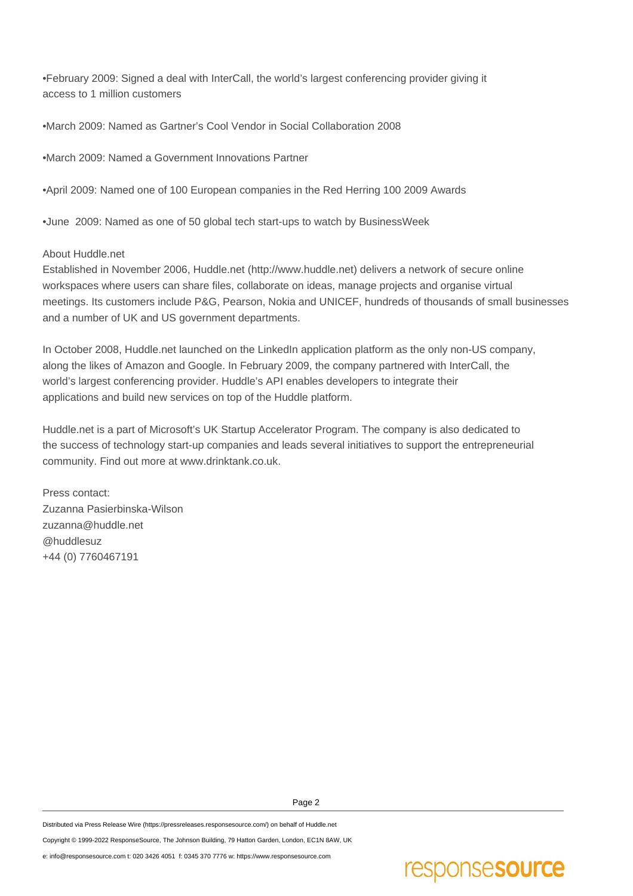•February 2009: Signed a deal with InterCall, the world's largest conferencing provider giving it access to 1 million customers

•March 2009: Named as Gartner's Cool Vendor in Social Collaboration 2008

•March 2009: Named a Government Innovations Partner

•April 2009: Named one of 100 European companies in the Red Herring 100 2009 Awards

•June 2009: Named as one of 50 global tech start-ups to watch by BusinessWeek

About Huddle.net

Established in November 2006, Huddle.net (http://www.huddle.net) delivers a network of secure online workspaces where users can share files, collaborate on ideas, manage projects and organise virtual meetings. Its customers include P&G, Pearson, Nokia and UNICEF, hundreds of thousands of small businesses and a number of UK and US government departments.

In October 2008, Huddle.net launched on the LinkedIn application platform as the only non-US company, along the likes of Amazon and Google. In February 2009, the company partnered with InterCall, the world's largest conferencing provider. Huddle's API enables developers to integrate their applications and build new services on top of the Huddle platform.

Huddle.net is a part of Microsoft's UK Startup Accelerator Program. The company is also dedicated to the success of technology start-up companies and leads several initiatives to support the entrepreneurial community. Find out more at www.drinktank.co.uk.

Press contact:
Zuzanna Pasierbinska-Wilson
zuzanna@huddle.net
@huddlesuz
+44 (0) 7760467191

Distributed via Press Release Wire (https://pressreleases.responsesource.com/) on behalf of Huddle.net

Copyright © 1999-2022 ResponseSource, The Johnson Building, 79 Hatton Garden, London, EC1N 8AW, UK

e: info@responsesource.com t: 020 3426 4051 f: 0345 370 7776 w: https://www.responsesource.com